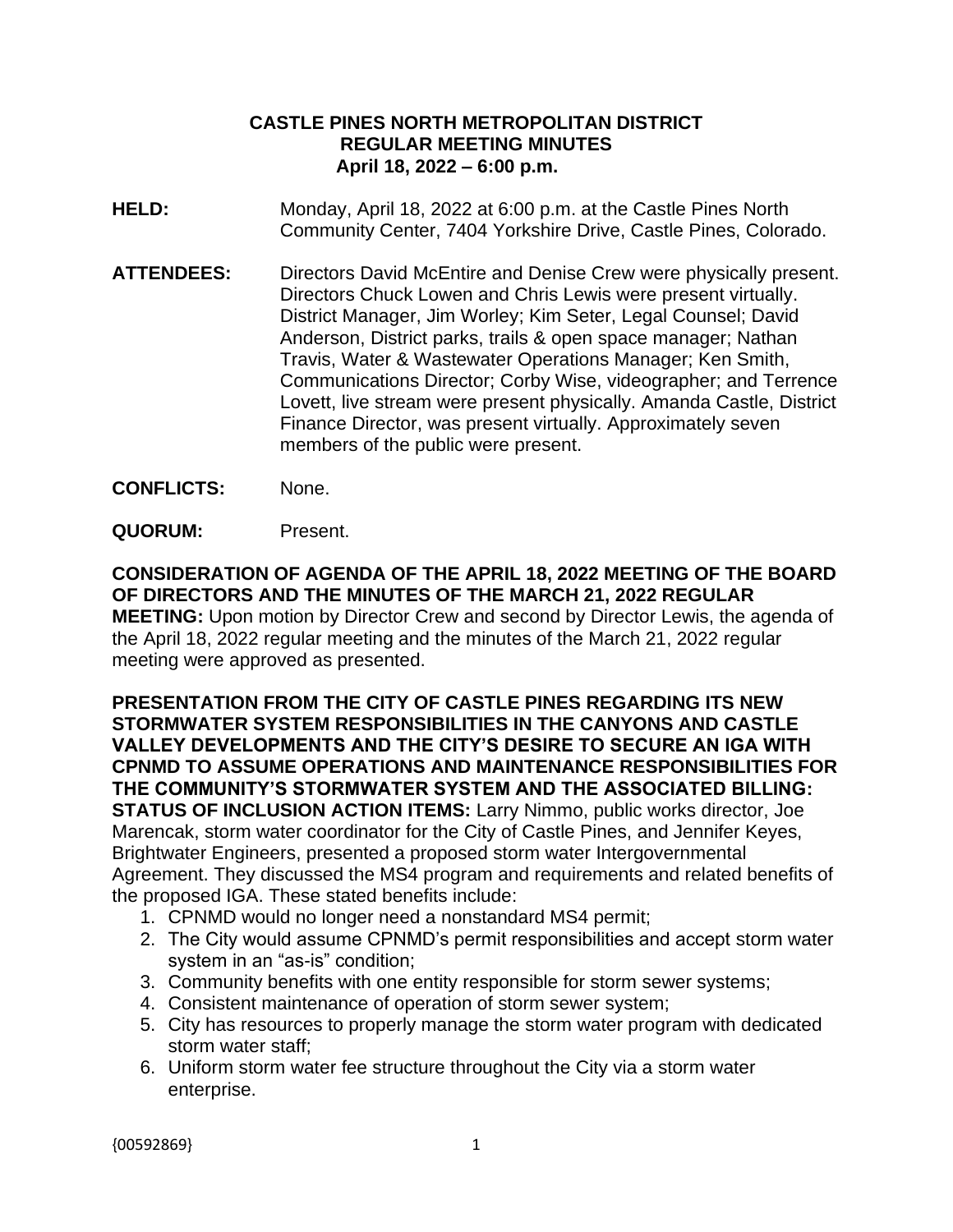# CASTLE PINES NORTH METROPOLITAN DISTRICT
## REGULAR MEETING MINUTES
### April 18, 2022 – 6:00 p.m.

**HELD:** Monday, April 18, 2022 at 6:00 p.m. at the Castle Pines North Community Center, 7404 Yorkshire Drive, Castle Pines, Colorado.

**ATTENDEES:** Directors David McEntire and Denise Crew were physically present. Directors Chuck Lowen and Chris Lewis were present virtually. District Manager, Jim Worley; Kim Seter, Legal Counsel; David Anderson, District parks, trails & open space manager; Nathan Travis, Water & Wastewater Operations Manager; Ken Smith, Communications Director; Corby Wise, videographer; and Terrence Lovett, live stream were present physically. Amanda Castle, District Finance Director, was present virtually. Approximately seven members of the public were present.

**CONFLICTS:** None.

**QUORUM:** Present.

**CONSIDERATION OF AGENDA OF THE APRIL 18, 2022 MEETING OF THE BOARD OF DIRECTORS AND THE MINUTES OF THE MARCH 21, 2022 REGULAR MEETING:** Upon motion by Director Crew and second by Director Lewis, the agenda of the April 18, 2022 regular meeting and the minutes of the March 21, 2022 regular meeting were approved as presented.

**PRESENTATION FROM THE CITY OF CASTLE PINES REGARDING ITS NEW STORMWATER SYSTEM RESPONSIBILITIES IN THE CANYONS AND CASTLE VALLEY DEVELOPMENTS AND THE CITY'S DESIRE TO SECURE AN IGA WITH CPNMD TO ASSUME OPERATIONS AND MAINTENANCE RESPONSIBILITIES FOR THE COMMUNITY'S STORMWATER SYSTEM AND THE ASSOCIATED BILLING: STATUS OF INCLUSION ACTION ITEMS:** Larry Nimmo, public works director, Joe Marencak, storm water coordinator for the City of Castle Pines, and Jennifer Keyes, Brightwater Engineers, presented a proposed storm water Intergovernmental Agreement. They discussed the MS4 program and requirements and related benefits of the proposed IGA. These stated benefits include:

1. CPNMD would no longer need a nonstandard MS4 permit;
2. The City would assume CPNMD's permit responsibilities and accept storm water system in an "as-is" condition;
3. Community benefits with one entity responsible for storm sewer systems;
4. Consistent maintenance of operation of storm sewer system;
5. City has resources to properly manage the storm water program with dedicated storm water staff;
6. Uniform storm water fee structure throughout the City via a storm water enterprise.

{00592869}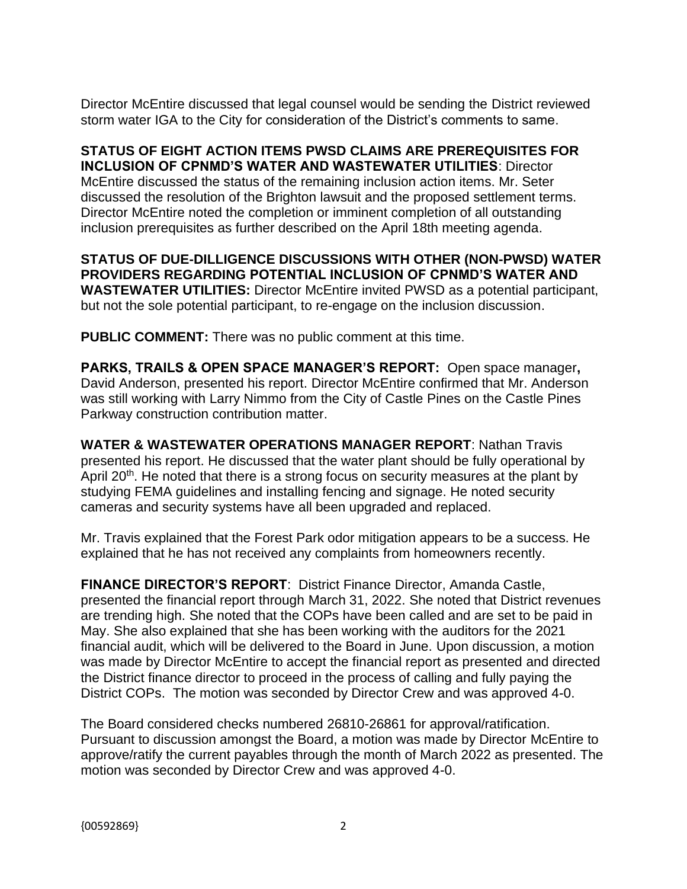Director McEntire discussed that legal counsel would be sending the District reviewed storm water IGA to the City for consideration of the District's comments to same.

**STATUS OF EIGHT ACTION ITEMS PWSD CLAIMS ARE PREREQUISITES FOR INCLUSION OF CPNMD'S WATER AND WASTEWATER UTILITIES**: Director McEntire discussed the status of the remaining inclusion action items. Mr. Seter discussed the resolution of the Brighton lawsuit and the proposed settlement terms. Director McEntire noted the completion or imminent completion of all outstanding inclusion prerequisites as further described on the April 18th meeting agenda.

**STATUS OF DUE-DILLIGENCE DISCUSSIONS WITH OTHER (NON-PWSD) WATER PROVIDERS REGARDING POTENTIAL INCLUSION OF CPNMD'S WATER AND WASTEWATER UTILITIES:** Director McEntire invited PWSD as a potential participant, but not the sole potential participant, to re-engage on the inclusion discussion.

**PUBLIC COMMENT:** There was no public comment at this time.

**PARKS, TRAILS & OPEN SPACE MANAGER'S REPORT:** Open space manager**,** David Anderson, presented his report. Director McEntire confirmed that Mr. Anderson was still working with Larry Nimmo from the City of Castle Pines on the Castle Pines Parkway construction contribution matter.

**WATER & WASTEWATER OPERATIONS MANAGER REPORT**: Nathan Travis presented his report. He discussed that the water plant should be fully operational by April 20th. He noted that there is a strong focus on security measures at the plant by studying FEMA guidelines and installing fencing and signage. He noted security cameras and security systems have all been upgraded and replaced.

Mr. Travis explained that the Forest Park odor mitigation appears to be a success. He explained that he has not received any complaints from homeowners recently.

**FINANCE DIRECTOR'S REPORT**: District Finance Director, Amanda Castle, presented the financial report through March 31, 2022. She noted that District revenues are trending high. She noted that the COPs have been called and are set to be paid in May. She also explained that she has been working with the auditors for the 2021 financial audit, which will be delivered to the Board in June. Upon discussion, a motion was made by Director McEntire to accept the financial report as presented and directed the District finance director to proceed in the process of calling and fully paying the District COPs. The motion was seconded by Director Crew and was approved 4-0.

The Board considered checks numbered 26810-26861 for approval/ratification. Pursuant to discussion amongst the Board, a motion was made by Director McEntire to approve/ratify the current payables through the month of March 2022 as presented. The motion was seconded by Director Crew and was approved 4-0.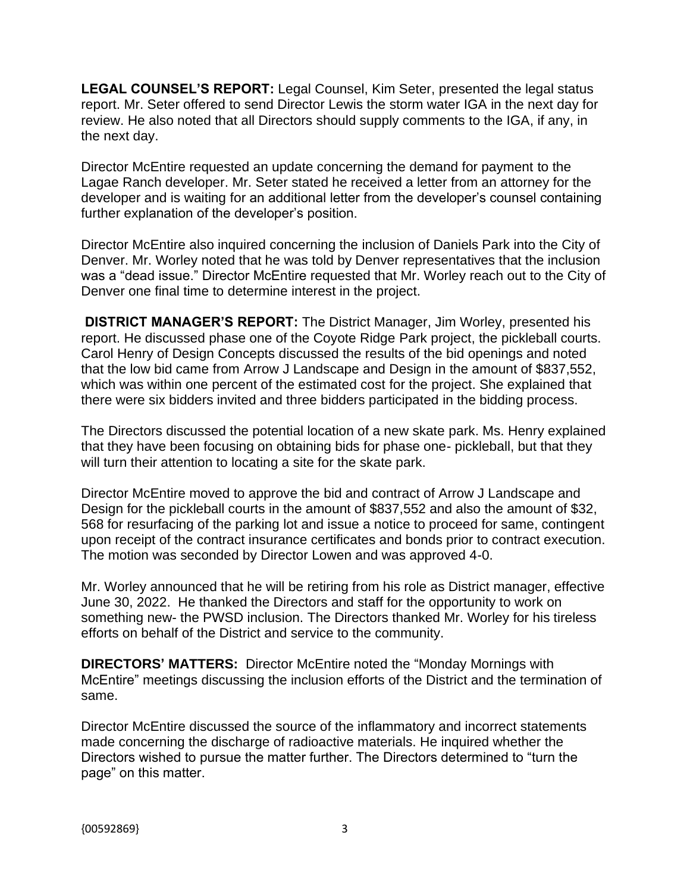**LEGAL COUNSEL'S REPORT:** Legal Counsel, Kim Seter, presented the legal status report. Mr. Seter offered to send Director Lewis the storm water IGA in the next day for review. He also noted that all Directors should supply comments to the IGA, if any, in the next day.

Director McEntire requested an update concerning the demand for payment to the Lagae Ranch developer. Mr. Seter stated he received a letter from an attorney for the developer and is waiting for an additional letter from the developer's counsel containing further explanation of the developer's position.

Director McEntire also inquired concerning the inclusion of Daniels Park into the City of Denver. Mr. Worley noted that he was told by Denver representatives that the inclusion was a "dead issue." Director McEntire requested that Mr. Worley reach out to the City of Denver one final time to determine interest in the project.

**DISTRICT MANAGER'S REPORT:** The District Manager, Jim Worley, presented his report. He discussed phase one of the Coyote Ridge Park project, the pickleball courts. Carol Henry of Design Concepts discussed the results of the bid openings and noted that the low bid came from Arrow J Landscape and Design in the amount of $837,552, which was within one percent of the estimated cost for the project. She explained that there were six bidders invited and three bidders participated in the bidding process.

The Directors discussed the potential location of a new skate park. Ms. Henry explained that they have been focusing on obtaining bids for phase one- pickleball, but that they will turn their attention to locating a site for the skate park.

Director McEntire moved to approve the bid and contract of Arrow J Landscape and Design for the pickleball courts in the amount of $837,552 and also the amount of $32, 568 for resurfacing of the parking lot and issue a notice to proceed for same, contingent upon receipt of the contract insurance certificates and bonds prior to contract execution. The motion was seconded by Director Lowen and was approved 4-0.

Mr. Worley announced that he will be retiring from his role as District manager, effective June 30, 2022. He thanked the Directors and staff for the opportunity to work on something new- the PWSD inclusion. The Directors thanked Mr. Worley for his tireless efforts on behalf of the District and service to the community.

**DIRECTORS' MATTERS:** Director McEntire noted the "Monday Mornings with McEntire" meetings discussing the inclusion efforts of the District and the termination of same.

Director McEntire discussed the source of the inflammatory and incorrect statements made concerning the discharge of radioactive materials. He inquired whether the Directors wished to pursue the matter further. The Directors determined to "turn the page" on this matter.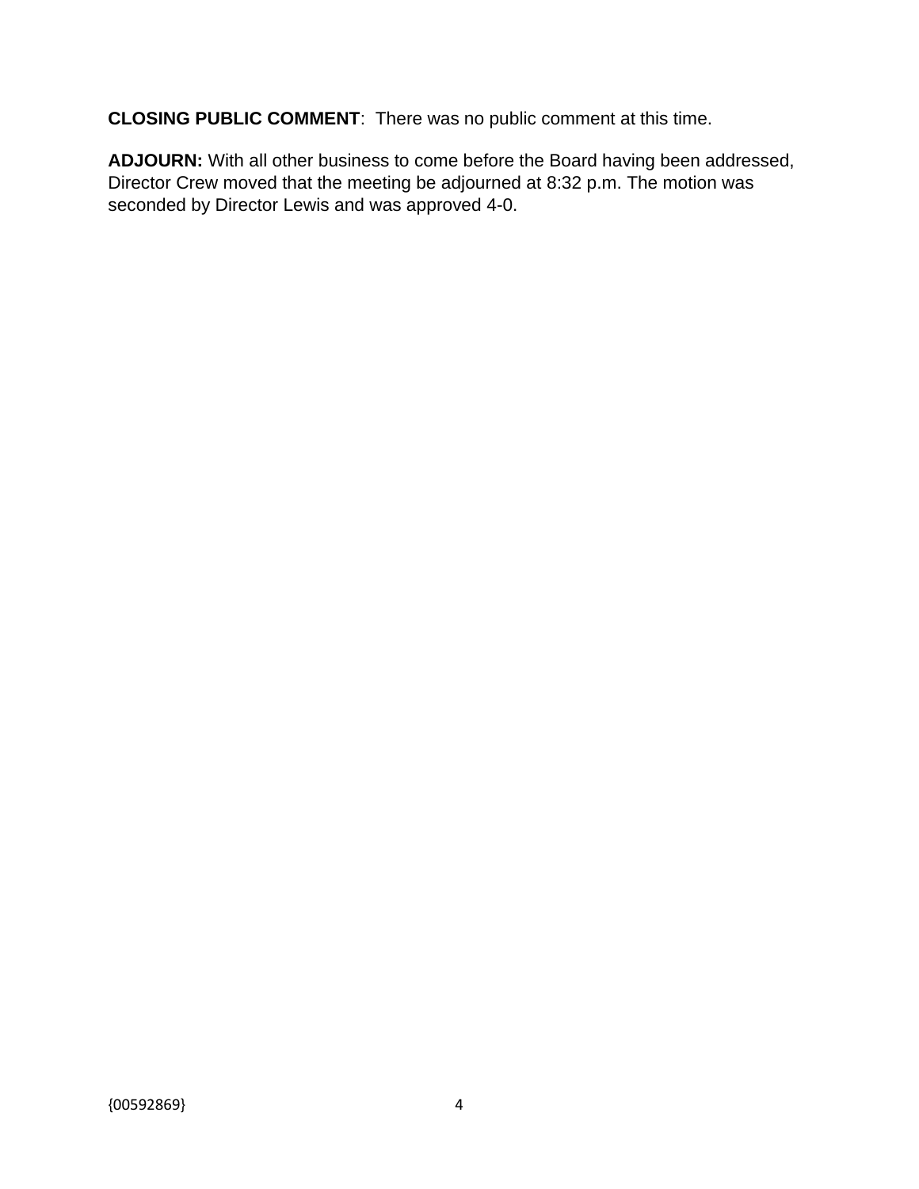**CLOSING PUBLIC COMMENT**: There was no public comment at this time.

**ADJOURN:** With all other business to come before the Board having been addressed, Director Crew moved that the meeting be adjourned at 8:32 p.m. The motion was seconded by Director Lewis and was approved 4-0.

{00592869}